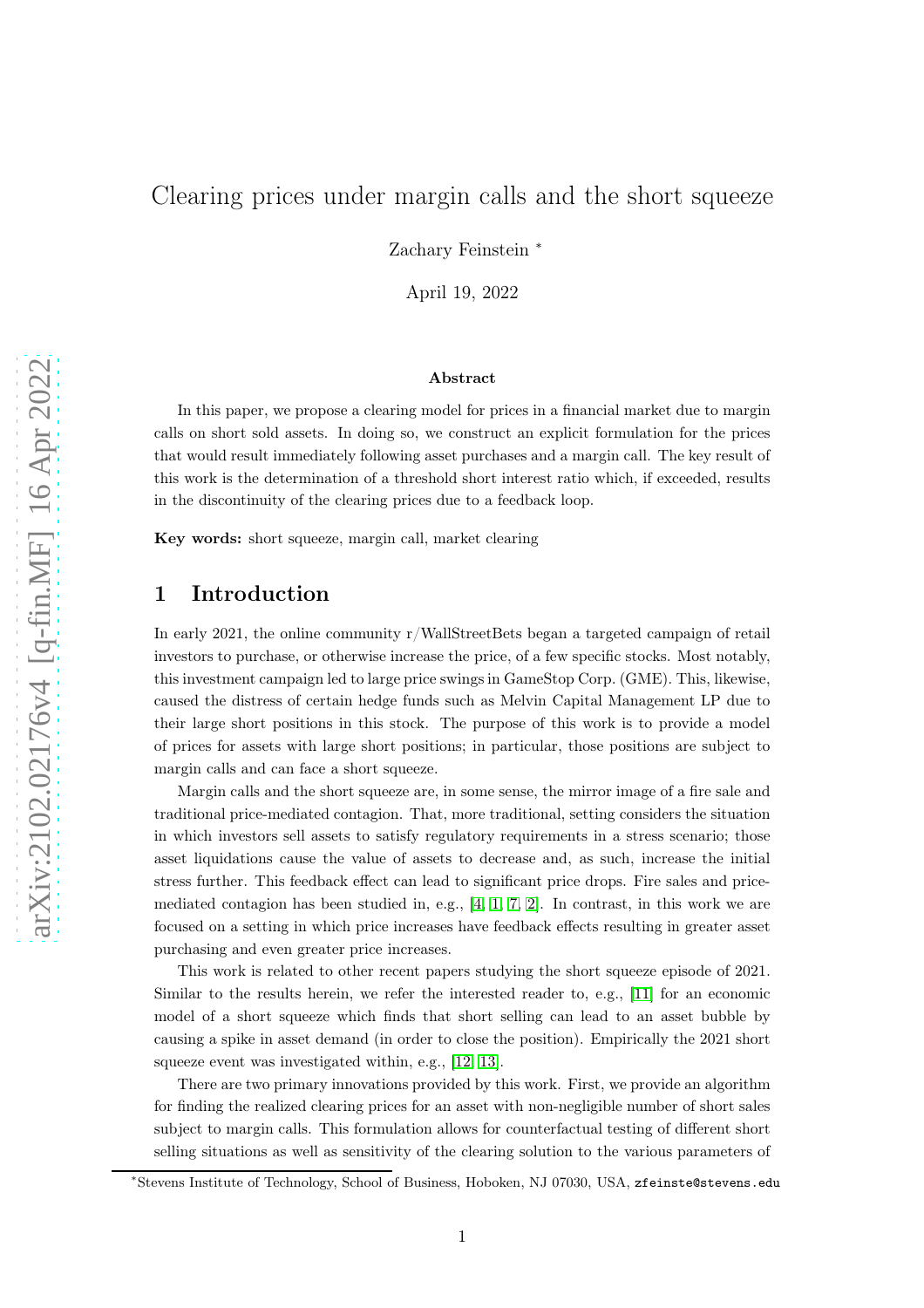# Clearing prices under margin calls and the short squeeze

Zachary Feinstein [*]

April 19, 2022

### Abstract

In this paper, we propose a clearing model for prices in a financial market due to margin calls on short sold assets. In doing so, we construct an explicit formulation for the prices that would result immediately following asset purchases and a margin call. The key result of this work is the determination of a threshold short interest ratio which, if exceeded, results in the discontinuity of the clearing prices due to a feedback loop.

**Key words:** short squeeze, margin call, market clearing

## 1 Introduction

In early 2021, the online community r/WallStreetBets began a targeted campaign of retail investors to purchase, or otherwise increase the price, of a few specific stocks. Most notably, this investment campaign led to large price swings in GameStop Corp. (GME). This, likewise, caused the distress of certain hedge funds such as Melvin Capital Management LP due to their large short positions in this stock. The purpose of this work is to provide a model of prices for assets with large short positions; in particular, those positions are subject to margin calls and can face a short squeeze.

Margin calls and the short squeeze are, in some sense, the mirror image of a fire sale and traditional price-mediated contagion. That, more traditional, setting considers the situation in which investors sell assets to satisfy regulatory requirements in a stress scenario; those asset liquidations cause the value of assets to decrease and, as such, increase the initial stress further. This feedback effect can lead to significant price drops. Fire sales and price-mediated contagion has been studied in, e.g., [4, 1, 7, 2]. In contrast, in this work we are focused on a setting in which price increases have feedback effects resulting in greater asset purchasing and even greater price increases.

This work is related to other recent papers studying the short squeeze episode of 2021. Similar to the results herein, we refer the interested reader to, e.g., [11] for an economic model of a short squeeze which finds that short selling can lead to an asset bubble by causing a spike in asset demand (in order to close the position). Empirically the 2021 short squeeze event was investigated within, e.g., [12, 13].

There are two primary innovations provided by this work. First, we provide an algorithm for finding the realized clearing prices for an asset with non-negligible number of short sales subject to margin calls. This formulation allows for counterfactual testing of different short selling situations as well as sensitivity of the clearing solution to the various parameters of

[*] Stevens Institute of Technology, School of Business, Hoboken, NJ 07030, USA, zfeinste@stevens.edu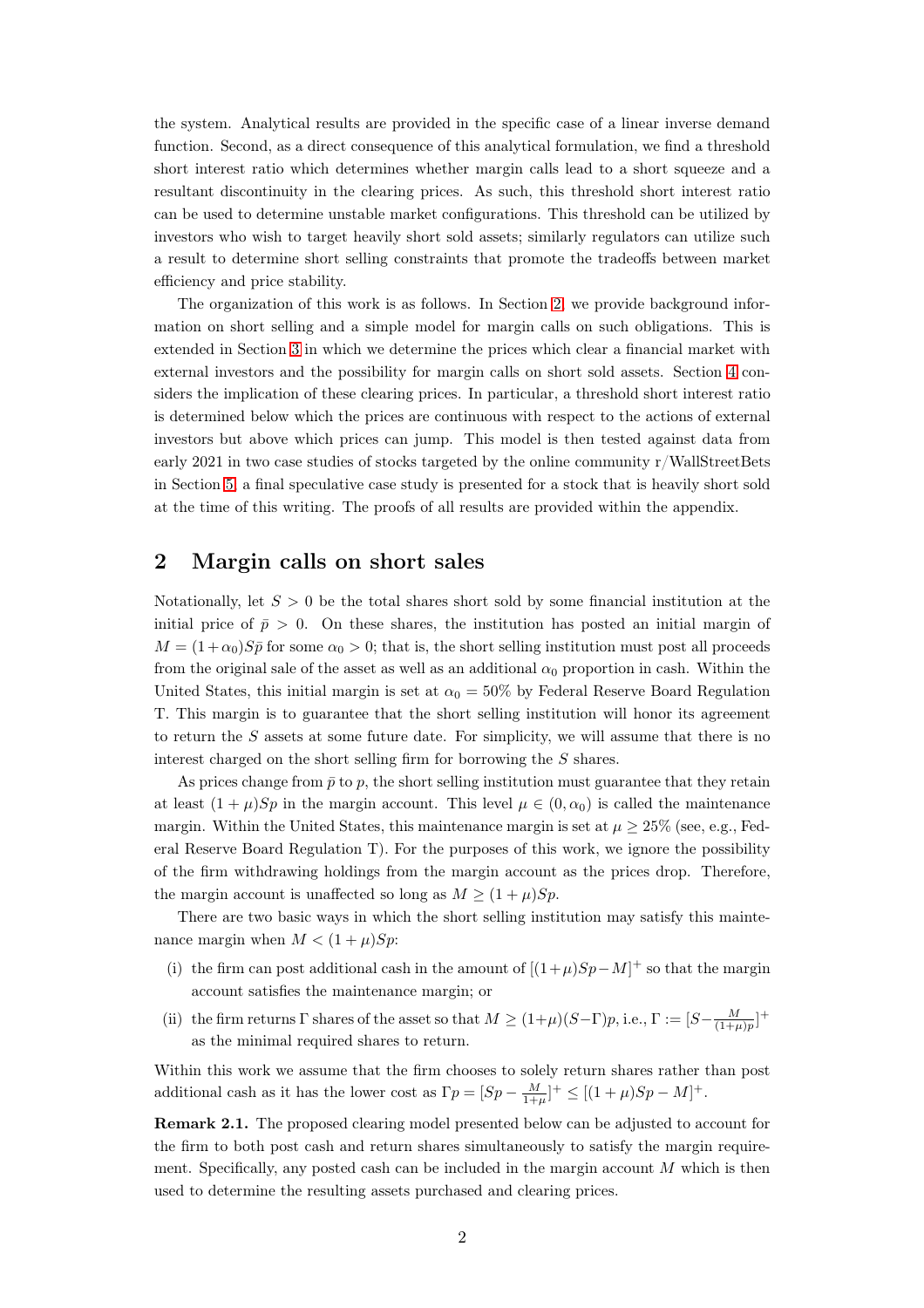the system. Analytical results are provided in the specific case of a linear inverse demand function. Second, as a direct consequence of this analytical formulation, we find a threshold short interest ratio which determines whether margin calls lead to a short squeeze and a resultant discontinuity in the clearing prices. As such, this threshold short interest ratio can be used to determine unstable market configurations. This threshold can be utilized by investors who wish to target heavily short sold assets; similarly regulators can utilize such a result to determine short selling constraints that promote the tradeoffs between market efficiency and price stability.

The organization of this work is as follows. In Section 2, we provide background information on short selling and a simple model for margin calls on such obligations. This is extended in Section 3 in which we determine the prices which clear a financial market with external investors and the possibility for margin calls on short sold assets. Section 4 considers the implication of these clearing prices. In particular, a threshold short interest ratio is determined below which the prices are continuous with respect to the actions of external investors but above which prices can jump. This model is then tested against data from early 2021 in two case studies of stocks targeted by the online community r/WallStreetBets in Section 5; a final speculative case study is presented for a stock that is heavily short sold at the time of this writing. The proofs of all results are provided within the appendix.

## 2 Margin calls on short sales

Notationally, let $S > 0$ be the total shares short sold by some financial institution at the initial price of $\bar{p} > 0$. On these shares, the institution has posted an initial margin of $M = (1+\alpha_0)S\bar{p}$ for some $\alpha_0 > 0$; that is, the short selling institution must post all proceeds from the original sale of the asset as well as an additional $\alpha_0$ proportion in cash. Within the United States, this initial margin is set at $\alpha_0 = 50\%$ by Federal Reserve Board Regulation T. This margin is to guarantee that the short selling institution will honor its agreement to return the $S$ assets at some future date. For simplicity, we will assume that there is no interest charged on the short selling firm for borrowing the $S$ shares.

As prices change from $\bar{p}$ to $p$, the short selling institution must guarantee that they retain at least $(1+\mu)Sp$ in the margin account. This level $\mu \in (0, \alpha_0)$ is called the maintenance margin. Within the United States, this maintenance margin is set at $\mu \geq 25\%$ (see, e.g., Federal Reserve Board Regulation T). For the purposes of this work, we ignore the possibility of the firm withdrawing holdings from the margin account as the prices drop. Therefore, the margin account is unaffected so long as $M \geq (1+\mu)Sp$.

There are two basic ways in which the short selling institution may satisfy this maintenance margin when $M < (1+\mu)Sp$:

(i) the firm can post additional cash in the amount of $[(1+\mu)Sp - M]^+$ so that the margin account satisfies the maintenance margin; or

(ii) the firm returns $\Gamma$ shares of the asset so that $M \geq (1+\mu)(S-\Gamma)p$, i.e., $\Gamma := [S - \frac{M}{(1+\mu)p}]^+$ as the minimal required shares to return.

Within this work we assume that the firm chooses to solely return shares rather than post additional cash as it has the lower cost as $\Gamma p = [Sp - \frac{M}{1+\mu}]^+ \leq [(1+\mu)Sp - M]^+$.

**Remark 2.1.** The proposed clearing model presented below can be adjusted to account for the firm to both post cash and return shares simultaneously to satisfy the margin requirement. Specifically, any posted cash can be included in the margin account $M$ which is then used to determine the resulting assets purchased and clearing prices.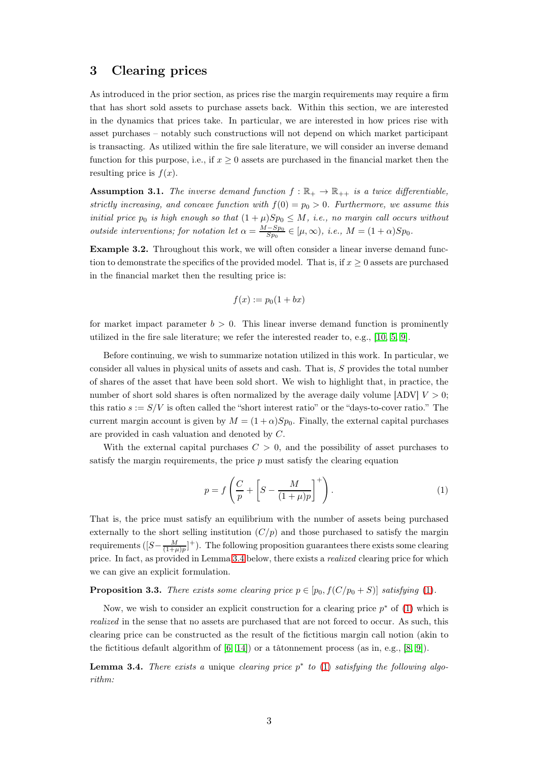## 3 Clearing prices

As introduced in the prior section, as prices rise the margin requirements may require a firm that has short sold assets to purchase assets back. Within this section, we are interested in the dynamics that prices take. In particular, we are interested in how prices rise with asset purchases – notably such constructions will not depend on which market participant is transacting. As utilized within the fire sale literature, we will consider an inverse demand function for this purpose, i.e., if $x \geq 0$ assets are purchased in the financial market then the resulting price is $f(x)$.

**Assumption 3.1.** *The inverse demand function $f : \mathbb{R}_+ \to \mathbb{R}_{++}$ is a twice differentiable, strictly increasing, and concave function with $f(0) = p_0 > 0$. Furthermore, we assume this initial price $p_0$ is high enough so that $(1+\mu)Sp_0 \leq M$, i.e., no margin call occurs without outside interventions; for notation let $\alpha = \frac{M - Sp_0}{Sp_0} \in [\mu, \infty)$, i.e., $M = (1+\alpha)Sp_0$.*

**Example 3.2.** Throughout this work, we will often consider a linear inverse demand function to demonstrate the specifics of the provided model. That is, if $x \geq 0$ assets are purchased in the financial market then the resulting price is:

$$f(x) := p_0(1 + bx)$$

for market impact parameter $b > 0$. This linear inverse demand function is prominently utilized in the fire sale literature; we refer the interested reader to, e.g., [10, 5, 9].

Before continuing, we wish to summarize notation utilized in this work. In particular, we consider all values in physical units of assets and cash. That is, $S$ provides the total number of shares of the asset that have been sold short. We wish to highlight that, in practice, the number of short sold shares is often normalized by the average daily volume [ADV] $V > 0$; this ratio $s := S/V$ is often called the "short interest ratio" or the "days-to-cover ratio." The current margin account is given by $M = (1+\alpha)Sp_0$. Finally, the external capital purchases are provided in cash valuation and denoted by $C$.

With the external capital purchases $C > 0$, and the possibility of asset purchases to satisfy the margin requirements, the price $p$ must satisfy the clearing equation

$$p = f\left(\frac{C}{p} + \left[S - \frac{M}{(1+\mu)p}\right]^+\right). \tag{1}$$

That is, the price must satisfy an equilibrium with the number of assets being purchased externally to the short selling institution ($C/p$) and those purchased to satisfy the margin requirements ($[S - \frac{M}{(1+\mu)p}]^+$). The following proposition guarantees there exists some clearing price. In fact, as provided in Lemma 3.4 below, there exists a *realized* clearing price for which we can give an explicit formulation.

**Proposition 3.3.** *There exists some clearing price $p \in [p_0, f(C/p_0 + S)]$ satisfying (1).*

Now, we wish to consider an explicit construction for a clearing price $p^*$ of (1) which is *realized* in the sense that no assets are purchased that are not forced to occur. As such, this clearing price can be constructed as the result of the fictitious margin call notion (akin to the fictitious default algorithm of [6, 14]) or a tâtonnement process (as in, e.g., [8, 9]).

**Lemma 3.4.** *There exists a* unique *clearing price $p^*$ to (1) satisfying the following algorithm:*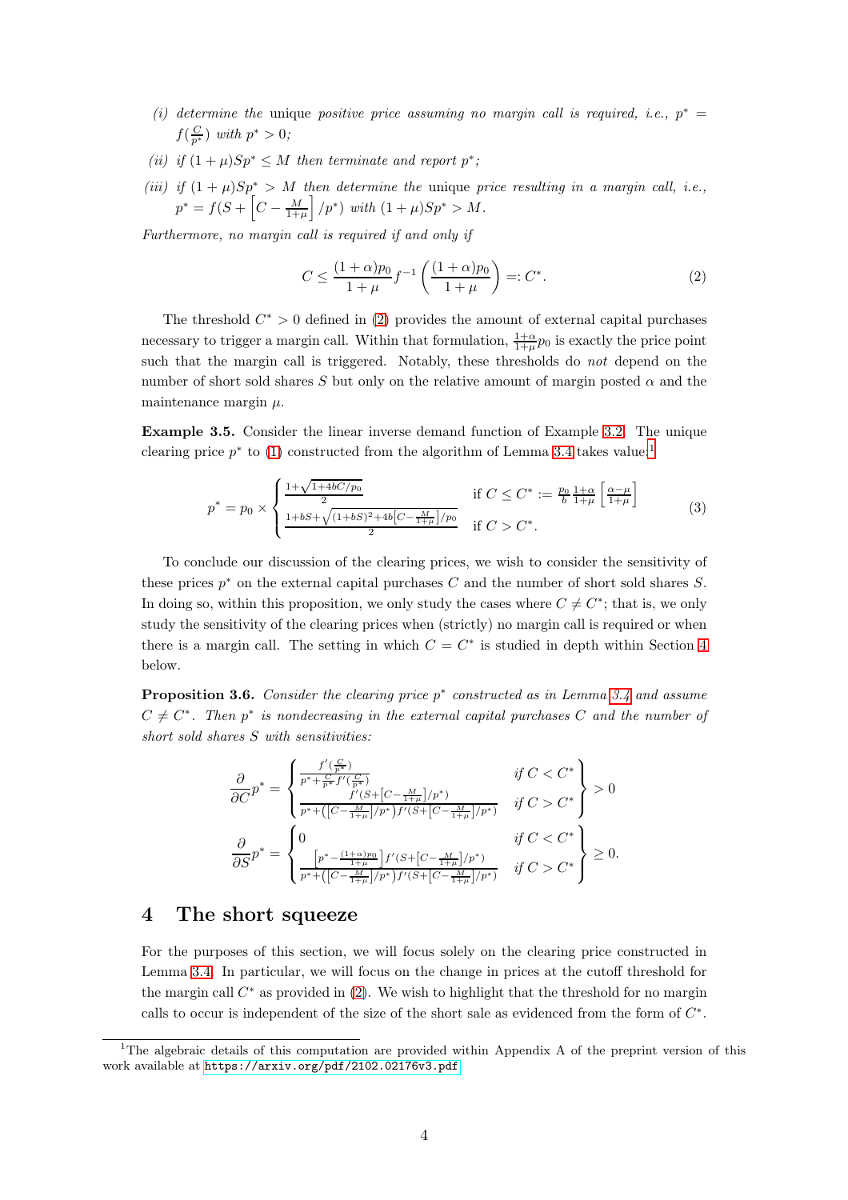*(i) determine the* unique *positive price assuming no margin call is required, i.e.,* $p^* = f(\frac{C}{p^*})$ *with* $p^* > 0$*;*

*(ii) if* $(1+\mu)Sp^* \leq M$ *then terminate and report* $p^*$*;*

*(iii) if* $(1+\mu)Sp^* > M$ *then determine the* unique *price resulting in a margin call, i.e.,* $p^* = f(S + \left[C - \frac{M}{1+\mu}\right]/p^*)$ *with* $(1+\mu)Sp^* > M$*.*

*Furthermore, no margin call is required if and only if*

$$C \leq \frac{(1+\alpha)p_0}{1+\mu} f^{-1}\left(\frac{(1+\alpha)p_0}{1+\mu}\right) =: C^*. \tag{2}$$

The threshold $C^* > 0$ defined in (2) provides the amount of external capital purchases necessary to trigger a margin call. Within that formulation, $\frac{1+\alpha}{1+\mu}p_0$ is exactly the price point such that the margin call is triggered. Notably, these thresholds do *not* depend on the number of short sold shares $S$ but only on the relative amount of margin posted $\alpha$ and the maintenance margin $\mu$.

**Example 3.5.** Consider the linear inverse demand function of Example 3.2. The unique clearing price $p^*$ to (1) constructed from the algorithm of Lemma 3.4 takes value:[1]

$$p^* = p_0 \times \begin{cases} \frac{1+\sqrt{1+4bC/p_0}}{2} & \text{if } C \leq C^* := \frac{p_0}{b}\frac{1+\alpha}{1+\mu}\left[\frac{\alpha-\mu}{1+\mu}\right] \\ \frac{1+bS+\sqrt{(1+bS)^2+4b\left[C-\frac{M}{1+\mu}\right]/p_0}}{2} & \text{if } C > C^*. \end{cases} \tag{3}$$

To conclude our discussion of the clearing prices, we wish to consider the sensitivity of these prices $p^*$ on the external capital purchases $C$ and the number of short sold shares $S$. In doing so, within this proposition, we only study the cases where $C \neq C^*$; that is, we only study the sensitivity of the clearing prices when (strictly) no margin call is required or when there is a margin call. The setting in which $C = C^*$ is studied in depth within Section 4 below.

**Proposition 3.6.** *Consider the clearing price* $p^*$ *constructed as in Lemma 3.4 and assume* $C \neq C^*$*. Then* $p^*$ *is nondecreasing in the external capital purchases* $C$ *and the number of short sold shares* $S$ *with sensitivities:*

$$\frac{\partial}{\partial C}p^* = \left\{\begin{array}{ll} \frac{f'(\frac{C}{p^*})}{p^* + \frac{C}{p^*}f'(\frac{C}{p^*})} & \text{if } C < C^* \\ \frac{f'(S+\left[C-\frac{M}{1+\mu}\right]/p^*)}{p^*+\left(\left[C-\frac{M}{1+\mu}\right]/p^*\right)f'(S+\left[C-\frac{M}{1+\mu}\right]/p^*)} & \text{if } C > C^* \end{array}\right\} > 0$$

$$\frac{\partial}{\partial S}p^* = \left\{\begin{array}{ll} 0 & \text{if } C < C^* \\ \frac{\left[p^* - \frac{(1+\alpha)p_0}{1+\mu}\right]f'(S+\left[C-\frac{M}{1+\mu}\right]/p^*)}{p^*+\left(\left[C-\frac{M}{1+\mu}\right]/p^*\right)f'(S+\left[C-\frac{M}{1+\mu}\right]/p^*)} & \text{if } C > C^* \end{array}\right\} \geq 0.$$

# 4 The short squeeze

For the purposes of this section, we will focus solely on the clearing price constructed in Lemma 3.4. In particular, we will focus on the change in prices at the cutoff threshold for the margin call $C^*$ as provided in (2). We wish to highlight that the threshold for no margin calls to occur is independent of the size of the short sale as evidenced from the form of $C^*$.

[1] The algebraic details of this computation are provided within Appendix A of the preprint version of this work available at https://arxiv.org/pdf/2102.02176v3.pdf.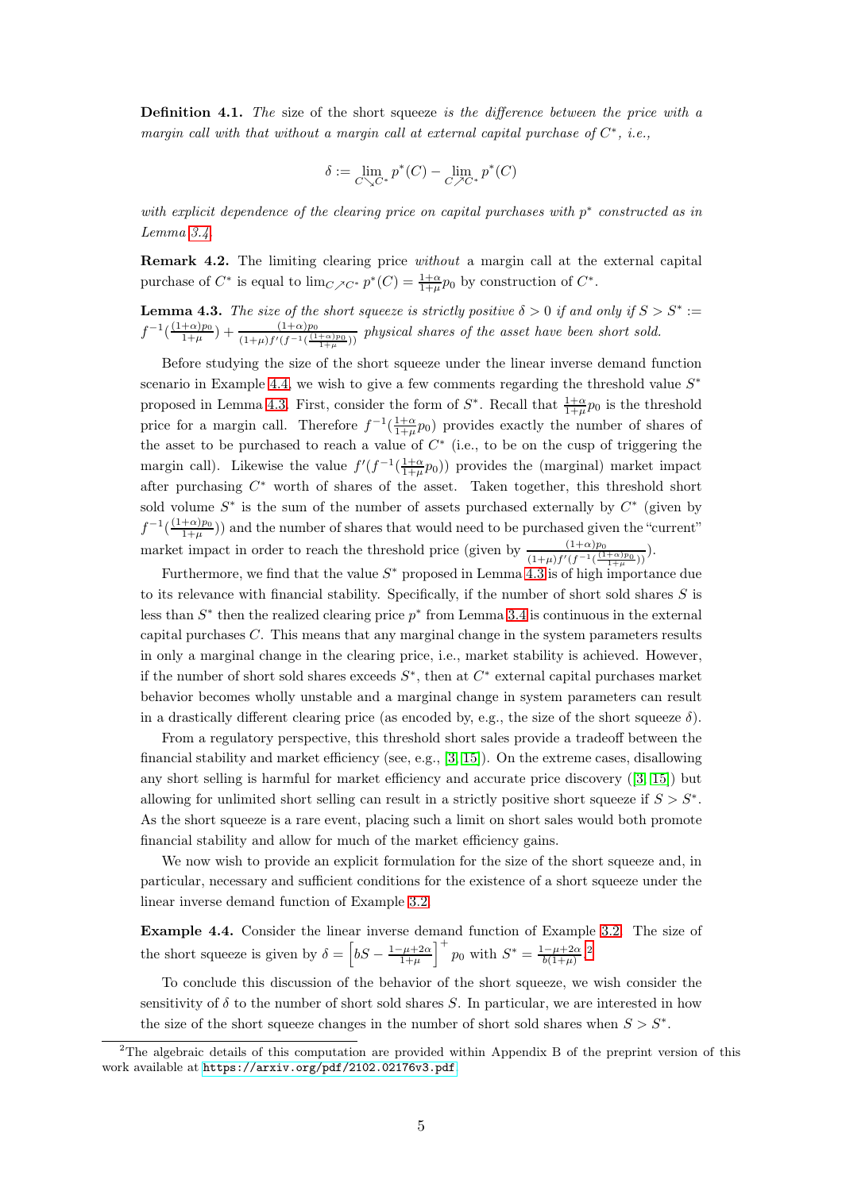**Definition 4.1.** *The* size of the short squeeze *is the difference between the price with a margin call with that without a margin call at external capital purchase of $C^*$, i.e.,*

$$\delta := \lim_{C \searrow C^*} p^*(C) - \lim_{C \nearrow C^*} p^*(C)$$

*with explicit dependence of the clearing price on capital purchases with $p^*$ constructed as in Lemma 3.4.*

**Remark 4.2.** The limiting clearing price *without* a margin call at the external capital purchase of $C^*$ is equal to $\lim_{C \nearrow C^*} p^*(C) = \frac{1+\alpha}{1+\mu} p_0$ by construction of $C^*$.

**Lemma 4.3.** *The size of the short squeeze is strictly positive $\delta > 0$ if and only if $S > S^* := f^{-1}(\frac{(1+\alpha)p_0}{1+\mu}) + \frac{(1+\alpha)p_0}{(1+\mu)f'(f^{-1}(\frac{(1+\alpha)p_0}{1+\mu}))}$ physical shares of the asset have been short sold.*

Before studying the size of the short squeeze under the linear inverse demand function scenario in Example 4.4, we wish to give a few comments regarding the threshold value $S^*$ proposed in Lemma 4.3. First, consider the form of $S^*$. Recall that $\frac{1+\alpha}{1+\mu} p_0$ is the threshold price for a margin call. Therefore $f^{-1}(\frac{1+\alpha}{1+\mu} p_0)$ provides exactly the number of shares of the asset to be purchased to reach a value of $C^*$ (i.e., to be on the cusp of triggering the margin call). Likewise the value $f'(f^{-1}(\frac{1+\alpha}{1+\mu} p_0))$ provides the (marginal) market impact after purchasing $C^*$ worth of shares of the asset. Taken together, this threshold short sold volume $S^*$ is the sum of the number of assets purchased externally by $C^*$ (given by $f^{-1}(\frac{(1+\alpha)p_0}{1+\mu})$) and the number of shares that would need to be purchased given the "current" market impact in order to reach the threshold price (given by $\frac{(1+\alpha)p_0}{(1+\mu)f'(f^{-1}(\frac{(1+\alpha)p_0}{1+\mu}))}$).

Furthermore, we find that the value $S^*$ proposed in Lemma 4.3 is of high importance due to its relevance with financial stability. Specifically, if the number of short sold shares $S$ is less than $S^*$ then the realized clearing price $p^*$ from Lemma 3.4 is continuous in the external capital purchases $C$. This means that any marginal change in the system parameters results in only a marginal change in the clearing price, i.e., market stability is achieved. However, if the number of short sold shares exceeds $S^*$, then at $C^*$ external capital purchases market behavior becomes wholly unstable and a marginal change in system parameters can result in a drastically different clearing price (as encoded by, e.g., the size of the short squeeze $\delta$).

From a regulatory perspective, this threshold short sales provide a tradeoff between the financial stability and market efficiency (see, e.g., [3, 15]). On the extreme cases, disallowing any short selling is harmful for market efficiency and accurate price discovery ([3, 15]) but allowing for unlimited short selling can result in a strictly positive short squeeze if $S > S^*$. As the short squeeze is a rare event, placing such a limit on short sales would both promote financial stability and allow for much of the market efficiency gains.

We now wish to provide an explicit formulation for the size of the short squeeze and, in particular, necessary and sufficient conditions for the existence of a short squeeze under the linear inverse demand function of Example 3.2.

**Example 4.4.** Consider the linear inverse demand function of Example 3.2. The size of the short squeeze is given by $\delta = \left[bS - \frac{1-\mu+2\alpha}{1+\mu}\right]^+ p_0$ with $S^* = \frac{1-\mu+2\alpha}{b(1+\mu)}$.[2]

To conclude this discussion of the behavior of the short squeeze, we wish consider the sensitivity of $\delta$ to the number of short sold shares $S$. In particular, we are interested in how the size of the short squeeze changes in the number of short sold shares when $S > S^*$.

[2] The algebraic details of this computation are provided within Appendix B of the preprint version of this work available at https://arxiv.org/pdf/2102.02176v3.pdf.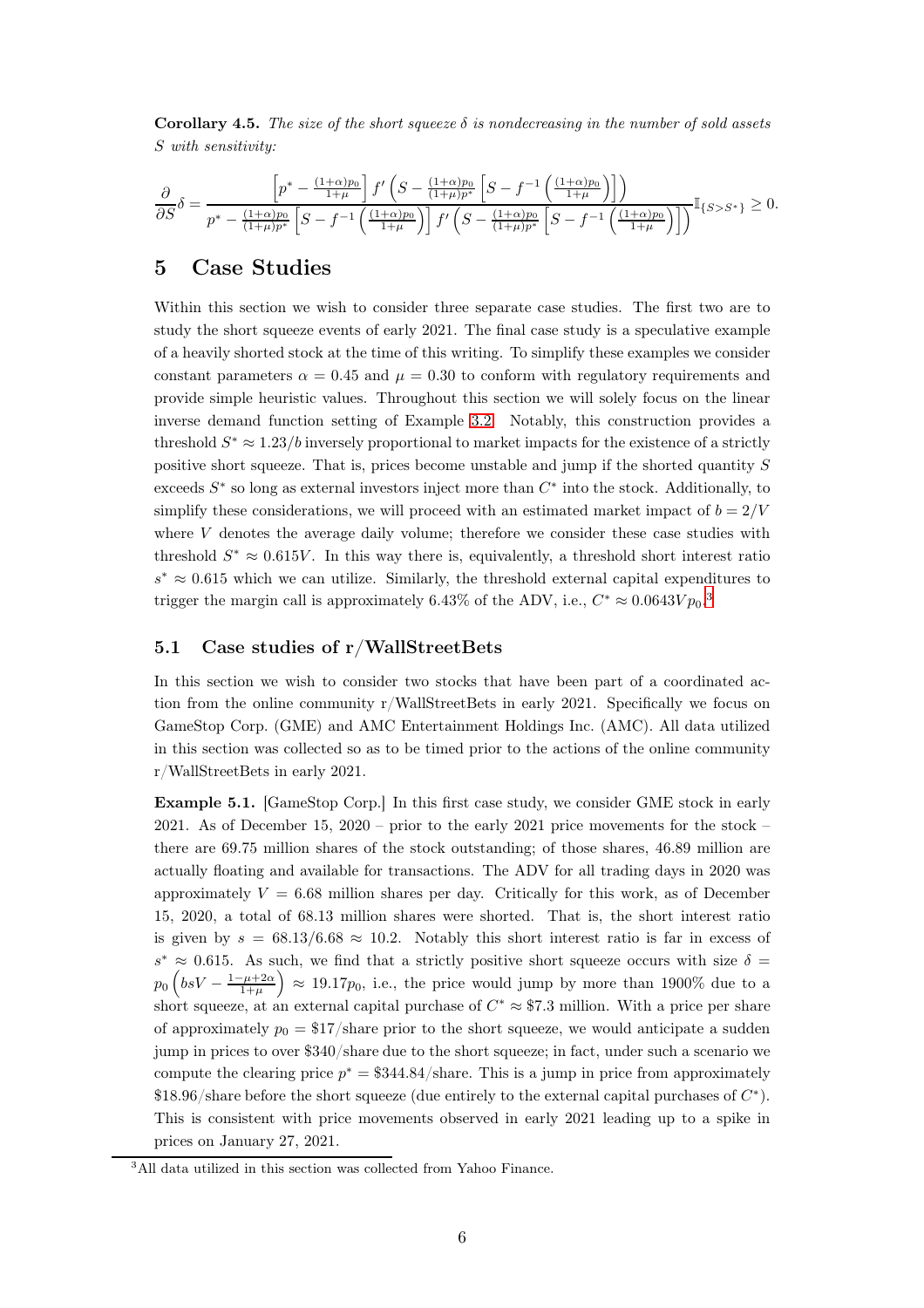**Corollary 4.5.** *The size of the short squeeze $\delta$ is nondecreasing in the number of sold assets $S$ with sensitivity:*

$$\frac{\partial}{\partial S}\delta = \frac{\left[p^* - \frac{(1+\alpha)p_0}{1+\mu}\right] f'\left(S - \frac{(1+\alpha)p_0}{(1+\mu)p^*}\left[S - f^{-1}\left(\frac{(1+\alpha)p_0}{1+\mu}\right)\right]\right)}{p^* - \frac{(1+\alpha)p_0}{(1+\mu)p^*}\left[S - f^{-1}\left(\frac{(1+\alpha)p_0}{1+\mu}\right)\right] f'\left(S - \frac{(1+\alpha)p_0}{(1+\mu)p^*}\left[S - f^{-1}\left(\frac{(1+\alpha)p_0}{1+\mu}\right)\right]\right)} \mathbb{I}_{\{S > S^*\}} \geq 0.$$

# 5 Case Studies

Within this section we wish to consider three separate case studies. The first two are to study the short squeeze events of early 2021. The final case study is a speculative example of a heavily shorted stock at the time of this writing. To simplify these examples we consider constant parameters $\alpha = 0.45$ and $\mu = 0.30$ to conform with regulatory requirements and provide simple heuristic values. Throughout this section we will solely focus on the linear inverse demand function setting of Example 3.2. Notably, this construction provides a threshold $S^* \approx 1.23/b$ inversely proportional to market impacts for the existence of a strictly positive short squeeze. That is, prices become unstable and jump if the shorted quantity $S$ exceeds $S^*$ so long as external investors inject more than $C^*$ into the stock. Additionally, to simplify these considerations, we will proceed with an estimated market impact of $b = 2/V$ where $V$ denotes the average daily volume; therefore we consider these case studies with threshold $S^* \approx 0.615V$. In this way there is, equivalently, a threshold short interest ratio $s^* \approx 0.615$ which we can utilize. Similarly, the threshold external capital expenditures to trigger the margin call is approximately 6.43% of the ADV, i.e., $C^* \approx 0.0643Vp_0$.[3]

## 5.1 Case studies of r/WallStreetBets

In this section we wish to consider two stocks that have been part of a coordinated action from the online community r/WallStreetBets in early 2021. Specifically we focus on GameStop Corp. (GME) and AMC Entertainment Holdings Inc. (AMC). All data utilized in this section was collected so as to be timed prior to the actions of the online community r/WallStreetBets in early 2021.

**Example 5.1.** [GameStop Corp.] In this first case study, we consider GME stock in early 2021. As of December 15, 2020 – prior to the early 2021 price movements for the stock – there are 69.75 million shares of the stock outstanding; of those shares, 46.89 million are actually floating and available for transactions. The ADV for all trading days in 2020 was approximately $V = 6.68$ million shares per day. Critically for this work, as of December 15, 2020, a total of 68.13 million shares were shorted. That is, the short interest ratio is given by $s = 68.13/6.68 \approx 10.2$. Notably this short interest ratio is far in excess of $s^* \approx 0.615$. As such, we find that a strictly positive short squeeze occurs with size $\delta = p_0\left(bsV - \frac{1-\mu+2\alpha}{1+\mu}\right) \approx 19.17p_0$, i.e., the price would jump by more than 1900% due to a short squeeze, at an external capital purchase of $C^* \approx \$7.3$ million. With a price per share of approximately $p_0 = \$17$/share prior to the short squeeze, we would anticipate a sudden jump in prices to over \$340/share due to the short squeeze; in fact, under such a scenario we compute the clearing price $p^* = \$344.84$/share. This is a jump in price from approximately \$18.96/share before the short squeeze (due entirely to the external capital purchases of $C^*$). This is consistent with price movements observed in early 2021 leading up to a spike in prices on January 27, 2021.

[3] All data utilized in this section was collected from Yahoo Finance.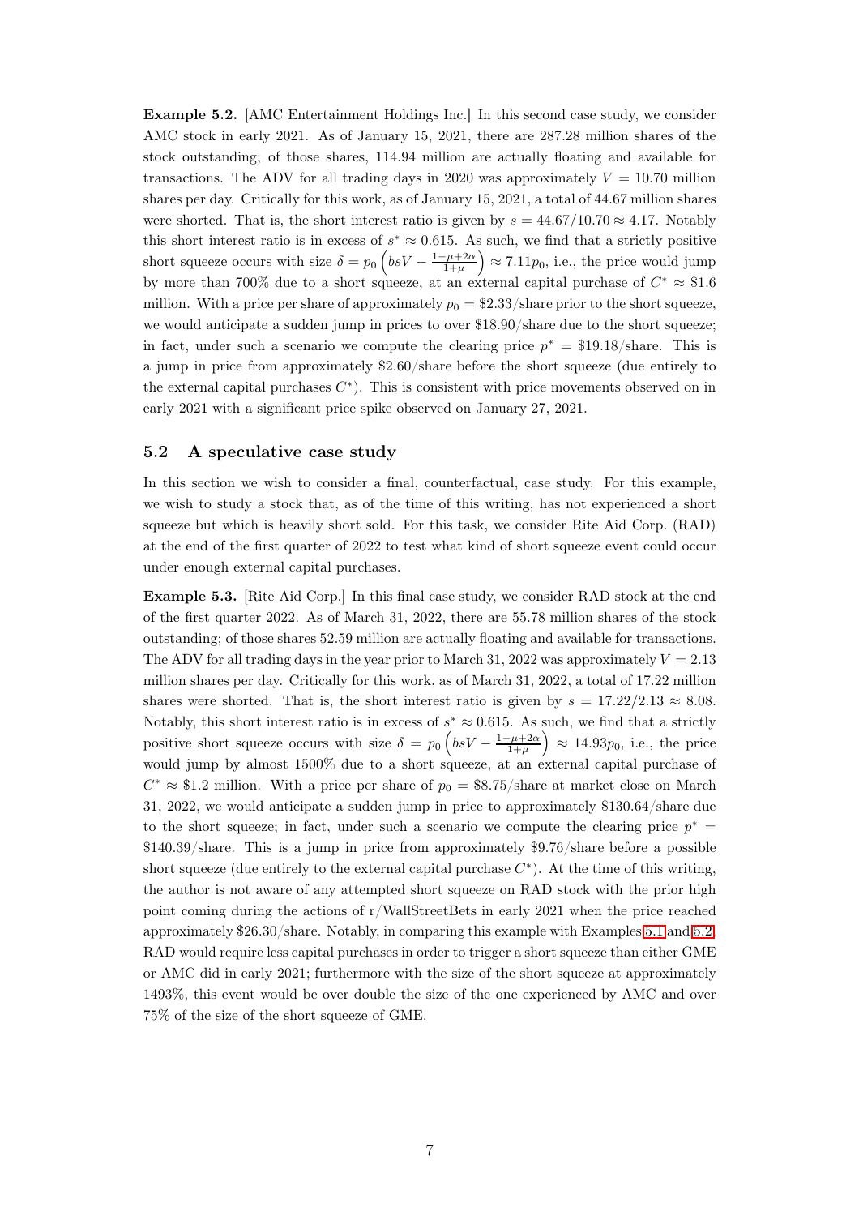**Example 5.2.** [AMC Entertainment Holdings Inc.] In this second case study, we consider AMC stock in early 2021. As of January 15, 2021, there are 287.28 million shares of the stock outstanding; of those shares, 114.94 million are actually floating and available for transactions. The ADV for all trading days in 2020 was approximately $V = 10.70$ million shares per day. Critically for this work, as of January 15, 2021, a total of 44.67 million shares were shorted. That is, the short interest ratio is given by $s = 44.67/10.70 \approx 4.17$. Notably this short interest ratio is in excess of $s^* \approx 0.615$. As such, we find that a strictly positive short squeeze occurs with size $\delta = p_0 \left(bsV - \frac{1-\mu+2\alpha}{1+\mu}\right) \approx 7.11p_0$, i.e., the price would jump by more than 700% due to a short squeeze, at an external capital purchase of $C^* \approx \$1.6$ million. With a price per share of approximately $p_0 = \$2.33$/share prior to the short squeeze, we would anticipate a sudden jump in prices to over \$18.90/share due to the short squeeze; in fact, under such a scenario we compute the clearing price $p^* = \$19.18$/share. This is a jump in price from approximately \$2.60/share before the short squeeze (due entirely to the external capital purchases $C^*$). This is consistent with price movements observed on in early 2021 with a significant price spike observed on January 27, 2021.

## 5.2 A speculative case study

In this section we wish to consider a final, counterfactual, case study. For this example, we wish to study a stock that, as of the time of this writing, has not experienced a short squeeze but which is heavily short sold. For this task, we consider Rite Aid Corp. (RAD) at the end of the first quarter of 2022 to test what kind of short squeeze event could occur under enough external capital purchases.

**Example 5.3.** [Rite Aid Corp.] In this final case study, we consider RAD stock at the end of the first quarter 2022. As of March 31, 2022, there are 55.78 million shares of the stock outstanding; of those shares 52.59 million are actually floating and available for transactions. The ADV for all trading days in the year prior to March 31, 2022 was approximately $V = 2.13$ million shares per day. Critically for this work, as of March 31, 2022, a total of 17.22 million shares were shorted. That is, the short interest ratio is given by $s = 17.22/2.13 \approx 8.08$. Notably, this short interest ratio is in excess of $s^* \approx 0.615$. As such, we find that a strictly positive short squeeze occurs with size $\delta = p_0 \left(bsV - \frac{1-\mu+2\alpha}{1+\mu}\right) \approx 14.93p_0$, i.e., the price would jump by almost 1500% due to a short squeeze, at an external capital purchase of $C^* \approx \$1.2$ million. With a price per share of $p_0 = \$8.75$/share at market close on March 31, 2022, we would anticipate a sudden jump in price to approximately \$130.64/share due to the short squeeze; in fact, under such a scenario we compute the clearing price $p^* = \$140.39$/share. This is a jump in price from approximately \$9.76/share before a possible short squeeze (due entirely to the external capital purchase $C^*$). At the time of this writing, the author is not aware of any attempted short squeeze on RAD stock with the prior high point coming during the actions of r/WallStreetBets in early 2021 when the price reached approximately \$26.30/share. Notably, in comparing this example with Examples 5.1 and 5.2, RAD would require less capital purchases in order to trigger a short squeeze than either GME or AMC did in early 2021; furthermore with the size of the short squeeze at approximately 1493%, this event would be over double the size of the one experienced by AMC and over 75% of the size of the short squeeze of GME.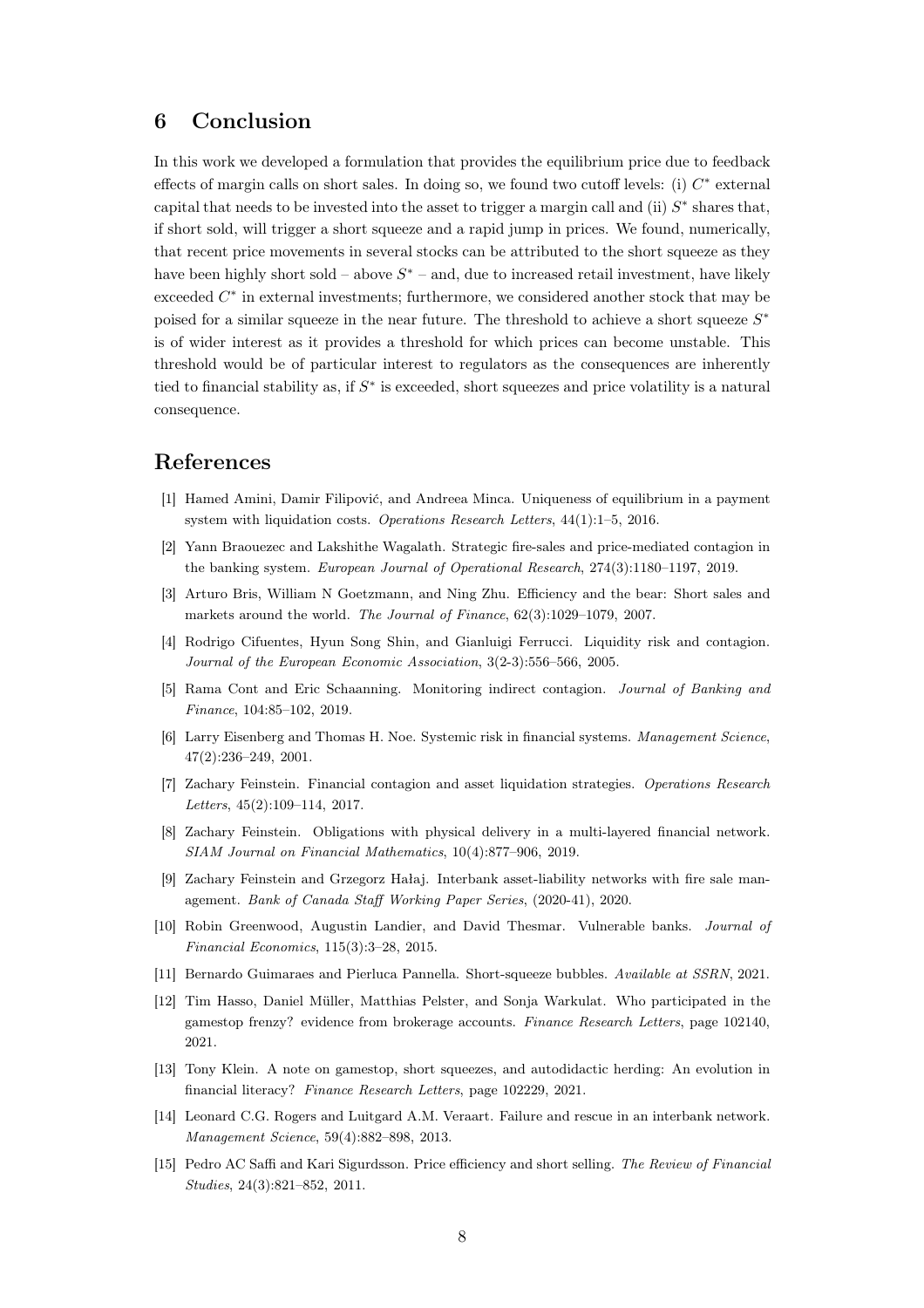## 6 Conclusion

In this work we developed a formulation that provides the equilibrium price due to feedback effects of margin calls on short sales. In doing so, we found two cutoff levels: (i) $C^*$ external capital that needs to be invested into the asset to trigger a margin call and (ii) $S^*$ shares that, if short sold, will trigger a short squeeze and a rapid jump in prices. We found, numerically, that recent price movements in several stocks can be attributed to the short squeeze as they have been highly short sold – above $S^*$ – and, due to increased retail investment, have likely exceeded $C^*$ in external investments; furthermore, we considered another stock that may be poised for a similar squeeze in the near future. The threshold to achieve a short squeeze $S^*$ is of wider interest as it provides a threshold for which prices can become unstable. This threshold would be of particular interest to regulators as the consequences are inherently tied to financial stability as, if $S^*$ is exceeded, short squeezes and price volatility is a natural consequence.

## References

[1] Hamed Amini, Damir Filipović, and Andreea Minca. Uniqueness of equilibrium in a payment system with liquidation costs. *Operations Research Letters*, 44(1):1–5, 2016.

[2] Yann Braouezec and Lakshithe Wagalath. Strategic fire-sales and price-mediated contagion in the banking system. *European Journal of Operational Research*, 274(3):1180–1197, 2019.

[3] Arturo Bris, William N Goetzmann, and Ning Zhu. Efficiency and the bear: Short sales and markets around the world. *The Journal of Finance*, 62(3):1029–1079, 2007.

[4] Rodrigo Cifuentes, Hyun Song Shin, and Gianluigi Ferrucci. Liquidity risk and contagion. *Journal of the European Economic Association*, 3(2-3):556–566, 2005.

[5] Rama Cont and Eric Schaanning. Monitoring indirect contagion. *Journal of Banking and Finance*, 104:85–102, 2019.

[6] Larry Eisenberg and Thomas H. Noe. Systemic risk in financial systems. *Management Science*, 47(2):236–249, 2001.

[7] Zachary Feinstein. Financial contagion and asset liquidation strategies. *Operations Research Letters*, 45(2):109–114, 2017.

[8] Zachary Feinstein. Obligations with physical delivery in a multi-layered financial network. *SIAM Journal on Financial Mathematics*, 10(4):877–906, 2019.

[9] Zachary Feinstein and Grzegorz Hałaj. Interbank asset-liability networks with fire sale management. *Bank of Canada Staff Working Paper Series*, (2020-41), 2020.

[10] Robin Greenwood, Augustin Landier, and David Thesmar. Vulnerable banks. *Journal of Financial Economics*, 115(3):3–28, 2015.

[11] Bernardo Guimaraes and Pierluca Pannella. Short-squeeze bubbles. *Available at SSRN*, 2021.

[12] Tim Hasso, Daniel Müller, Matthias Pelster, and Sonja Warkulat. Who participated in the gamestop frenzy? evidence from brokerage accounts. *Finance Research Letters*, page 102140, 2021.

[13] Tony Klein. A note on gamestop, short squeezes, and autodidactic herding: An evolution in financial literacy? *Finance Research Letters*, page 102229, 2021.

[14] Leonard C.G. Rogers and Luitgard A.M. Veraart. Failure and rescue in an interbank network. *Management Science*, 59(4):882–898, 2013.

[15] Pedro AC Saffi and Kari Sigurdsson. Price efficiency and short selling. *The Review of Financial Studies*, 24(3):821–852, 2011.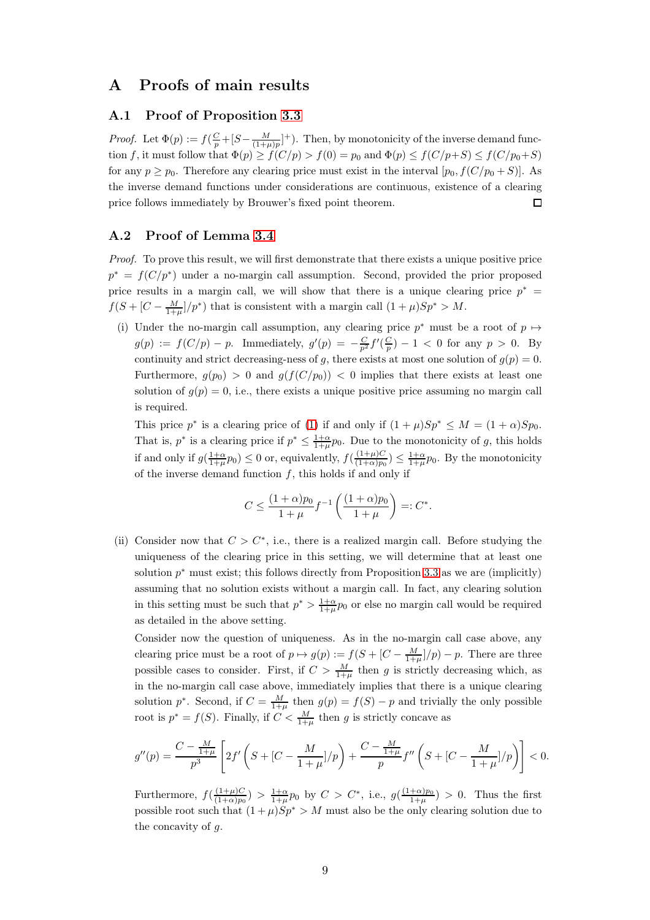# A Proofs of main results

## A.1 Proof of Proposition 3.3

*Proof.* Let $\Phi(p) := f(\frac{C}{p}+[S-\frac{M}{(1+\mu)p}]^+)$. Then, by monotonicity of the inverse demand function $f$, it must follow that $\Phi(p) \geq f(C/p) > f(0) = p_0$ and $\Phi(p) \leq f(C/p+S) \leq f(C/p_0+S)$ for any $p \geq p_0$. Therefore any clearing price must exist in the interval $[p_0, f(C/p_0+S)]$. As the inverse demand functions under considerations are continuous, existence of a clearing price follows immediately by Brouwer's fixed point theorem. □

## A.2 Proof of Lemma 3.4

*Proof.* To prove this result, we will first demonstrate that there exists a unique positive price $p^* = f(C/p^*)$ under a no-margin call assumption. Second, provided the prior proposed price results in a margin call, we will show that there is a unique clearing price $p^* = f(S+[C-\frac{M}{1+\mu}]/p^*)$ that is consistent with a margin call $(1+\mu)Sp^* > M$.

(i) Under the no-margin call assumption, any clearing price $p^*$ must be a root of $p \mapsto g(p) := f(C/p) - p$. Immediately, $g'(p) = -\frac{C}{p^2}f'(\frac{C}{p}) - 1 < 0$ for any $p > 0$. By continuity and strict decreasing-ness of $g$, there exists at most one solution of $g(p) = 0$. Furthermore, $g(p_0) > 0$ and $g(f(C/p_0)) < 0$ implies that there exists at least one solution of $g(p) = 0$, i.e., there exists a unique positive price assuming no margin call is required.

This price $p^*$ is a clearing price of (1) if and only if $(1+\mu)Sp^* \leq M = (1+\alpha)Sp_0$. That is, $p^*$ is a clearing price if $p^* \leq \frac{1+\alpha}{1+\mu}p_0$. Due to the monotonicity of $g$, this holds if and only if $g(\frac{1+\alpha}{1+\mu}p_0) \leq 0$ or, equivalently, $f(\frac{(1+\mu)C}{(1+\alpha)p_0}) \leq \frac{1+\alpha}{1+\mu}p_0$. By the monotonicity of the inverse demand function $f$, this holds if and only if

$$C \leq \frac{(1+\alpha)p_0}{1+\mu} f^{-1}\left(\frac{(1+\alpha)p_0}{1+\mu}\right) =: C^*.$$

(ii) Consider now that $C > C^*$, i.e., there is a realized margin call. Before studying the uniqueness of the clearing price in this setting, we will determine that at least one solution $p^*$ must exist; this follows directly from Proposition 3.3 as we are (implicitly) assuming that no solution exists without a margin call. In fact, any clearing solution in this setting must be such that $p^* > \frac{1+\alpha}{1+\mu}p_0$ or else no margin call would be required as detailed in the above setting.

Consider now the question of uniqueness. As in the no-margin call case above, any clearing price must be a root of $p \mapsto g(p) := f(S+[C-\frac{M}{1+\mu}]/p) - p$. There are three possible cases to consider. First, if $C > \frac{M}{1+\mu}$ then $g$ is strictly decreasing which, as in the no-margin call case above, immediately implies that there is a unique clearing solution $p^*$. Second, if $C = \frac{M}{1+\mu}$ then $g(p) = f(S) - p$ and trivially the only possible root is $p^* = f(S)$. Finally, if $C < \frac{M}{1+\mu}$ then $g$ is strictly concave as

$$g''(p) = \frac{C-\frac{M}{1+\mu}}{p^3}\left[2f'\left(S+[C-\frac{M}{1+\mu}]/p\right) + \frac{C-\frac{M}{1+\mu}}{p}f''\left(S+[C-\frac{M}{1+\mu}]/p\right)\right] < 0.$$

Furthermore, $f(\frac{(1+\mu)C}{(1+\alpha)p_0}) > \frac{1+\alpha}{1+\mu}p_0$ by $C > C^*$, i.e., $g(\frac{(1+\alpha)p_0}{1+\mu}) > 0$. Thus the first possible root such that $(1+\mu)Sp^* > M$ must also be the only clearing solution due to the concavity of $g$.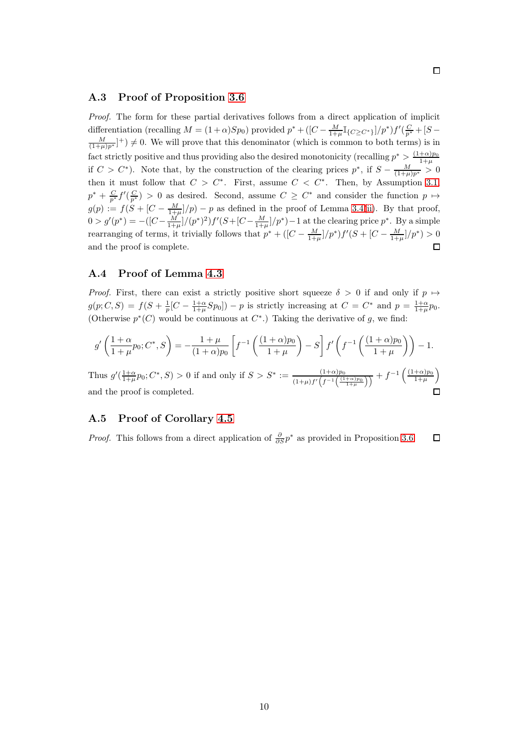□

### A.3 Proof of Proposition 3.6

*Proof.* The form for these partial derivatives follows from a direct application of implicit differentiation (recalling $M = (1+\alpha)Sp_0$) provided $p^* + ([C - \frac{M}{1+\mu}\mathbb{I}_{\{C \geq C^*\}}]/p^*)f'(\frac{C}{p^*} + [S - \frac{M}{(1+\mu)p^*}]^+) \neq 0$. We will prove that this denominator (which is common to both terms) is in fact strictly positive and thus providing also the desired monotonicity (recalling $p^* > \frac{(1+\alpha)p_0}{1+\mu}$ if $C > C^*$). Note that, by the construction of the clearing prices $p^*$, if $S - \frac{M}{(1+\mu)p^*} > 0$ then it must follow that $C > C^*$. First, assume $C < C^*$. Then, by Assumption 3.1, $p^* + \frac{C}{p^*}f'(\frac{C}{p^*}) > 0$ as desired. Second, assume $C \geq C^*$ and consider the function $p \mapsto g(p) := f(S + [C - \frac{M}{1+\mu}]/p) - p$ as defined in the proof of Lemma 3.4(ii). By that proof, $0 > g'(p^*) = -([C - \frac{M}{1+\mu}]/(p^*)^2)f'(S + [C - \frac{M}{1+\mu}]/p^*) - 1$ at the clearing price $p^*$. By a simple rearranging of terms, it trivially follows that $p^* + ([C - \frac{M}{1+\mu}]/p^*)f'(S + [C - \frac{M}{1+\mu}]/p^*) > 0$ and the proof is complete. □

### A.4 Proof of Lemma 4.3

*Proof.* First, there can exist a strictly positive short squeeze $\delta > 0$ if and only if $p \mapsto g(p; C, S) = f(S + \frac{1}{p}[C - \frac{1+\alpha}{1+\mu}Sp_0]) - p$ is strictly increasing at $C = C^*$ and $p = \frac{1+\alpha}{1+\mu}p_0$. (Otherwise $p^*(C)$ would be continuous at $C^*$.) Taking the derivative of $g$, we find:

$$g'\left(\frac{1+\alpha}{1+\mu}p_0; C^*, S\right) = -\frac{1+\mu}{(1+\alpha)p_0}\left[f^{-1}\left(\frac{(1+\alpha)p_0}{1+\mu}\right) - S\right]f'\left(f^{-1}\left(\frac{(1+\alpha)p_0}{1+\mu}\right)\right) - 1.$$

Thus $g'(\frac{1+\alpha}{1+\mu}p_0; C^*, S) > 0$ if and only if $S > S^* := \frac{(1+\alpha)p_0}{(1+\mu)f'\left(f^{-1}\left(\frac{(1+\alpha)p_0}{1+\mu}\right)\right)} + f^{-1}\left(\frac{(1+\alpha)p_0}{1+\mu}\right)$ and the proof is completed. □

### A.5 Proof of Corollary 4.5

*Proof.* This follows from a direct application of $\frac{\partial}{\partial S}p^*$ as provided in Proposition 3.6. □